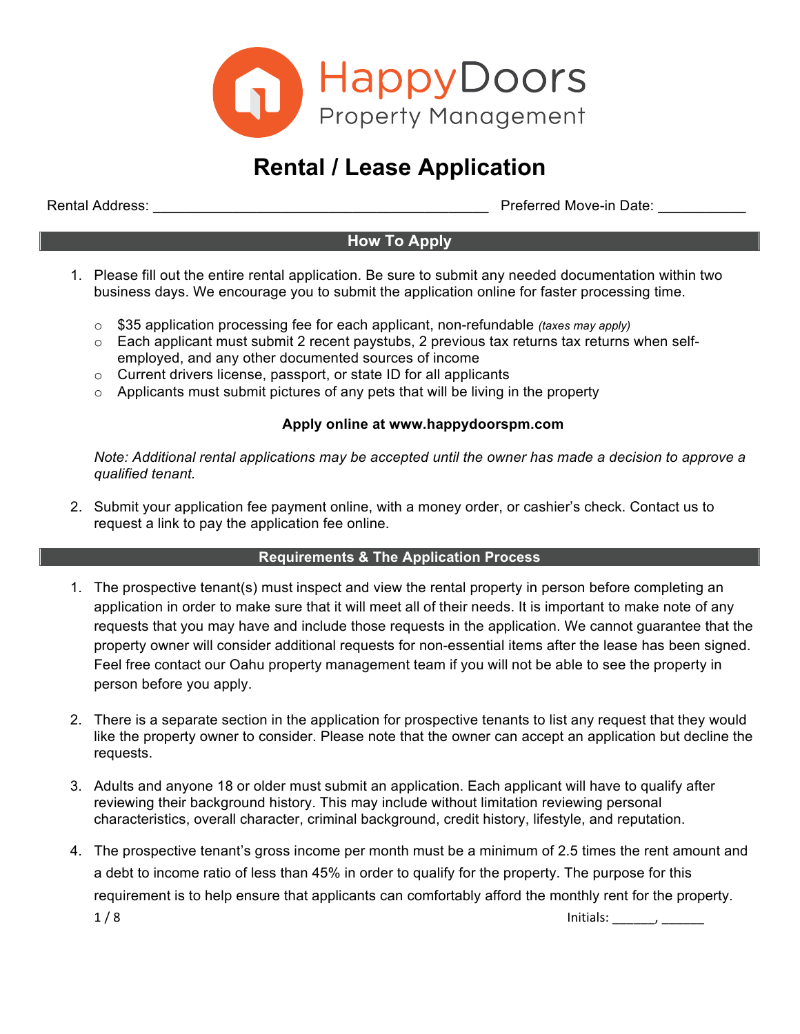HappyDoors
Property Management

# Rental / Lease Application

Rental Address: ________________________________________ Preferred Move-in Date: ___________

## How To Apply

1. Please fill out the entire rental application. Be sure to submit any needed documentation within two business days. We encourage you to submit the application online for faster processing time.

   - $35 application processing fee for each applicant, non-refundable *(taxes may apply)*
   - Each applicant must submit 2 recent paystubs, 2 previous tax returns tax returns when self-employed, and any other documented sources of income
   - Current drivers license, passport, or state ID for all applicants
   - Applicants must submit pictures of any pets that will be living in the property

   **Apply online at www.happydoorspm.com**

   *Note: Additional rental applications may be accepted until the owner has made a decision to approve a qualified tenant.*

2. Submit your application fee payment online, with a money order, or cashier's check. Contact us to request a link to pay the application fee online.

## Requirements & The Application Process

1. The prospective tenant(s) must inspect and view the rental property in person before completing an application in order to make sure that it will meet all of their needs. It is important to make note of any requests that you may have and include those requests in the application. We cannot guarantee that the property owner will consider additional requests for non-essential items after the lease has been signed. Feel free contact our Oahu property management team if you will not be able to see the property in person before you apply.

2. There is a separate section in the application for prospective tenants to list any request that they would like the property owner to consider. Please note that the owner can accept an application but decline the requests.

3. Adults and anyone 18 or older must submit an application. Each applicant will have to qualify after reviewing their background history. This may include without limitation reviewing personal characteristics, overall character, criminal background, credit history, lifestyle, and reputation.

4. The prospective tenant's gross income per month must be a minimum of 2.5 times the rent amount and a debt to income ratio of less than 45% in order to qualify for the property. The purpose for this requirement is to help ensure that applicants can comfortably afford the monthly rent for the property.

Initials: ______, ______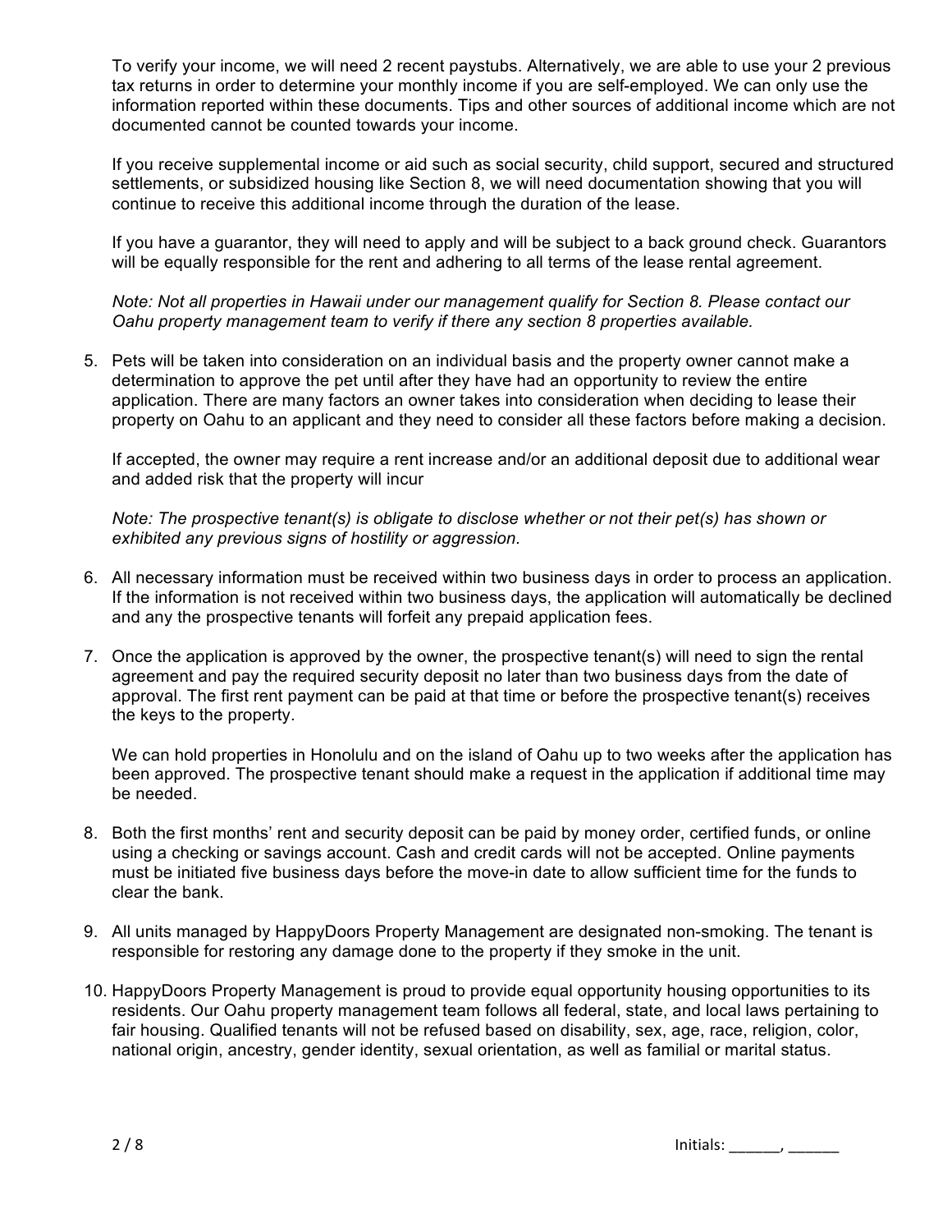To verify your income, we will need 2 recent paystubs. Alternatively, we are able to use your 2 previous tax returns in order to determine your monthly income if you are self-employed. We can only use the information reported within these documents. Tips and other sources of additional income which are not documented cannot be counted towards your income.

If you receive supplemental income or aid such as social security, child support, secured and structured settlements, or subsidized housing like Section 8, we will need documentation showing that you will continue to receive this additional income through the duration of the lease.

If you have a guarantor, they will need to apply and will be subject to a back ground check. Guarantors will be equally responsible for the rent and adhering to all terms of the lease rental agreement.

*Note: Not all properties in Hawaii under our management qualify for Section 8. Please contact our Oahu property management team to verify if there any section 8 properties available.*

5. Pets will be taken into consideration on an individual basis and the property owner cannot make a determination to approve the pet until after they have had an opportunity to review the entire application. There are many factors an owner takes into consideration when deciding to lease their property on Oahu to an applicant and they need to consider all these factors before making a decision.

   If accepted, the owner may require a rent increase and/or an additional deposit due to additional wear and added risk that the property will incur

   *Note: The prospective tenant(s) is obligate to disclose whether or not their pet(s) has shown or exhibited any previous signs of hostility or aggression.*

6. All necessary information must be received within two business days in order to process an application. If the information is not received within two business days, the application will automatically be declined and any the prospective tenants will forfeit any prepaid application fees.

7. Once the application is approved by the owner, the prospective tenant(s) will need to sign the rental agreement and pay the required security deposit no later than two business days from the date of approval. The first rent payment can be paid at that time or before the prospective tenant(s) receives the keys to the property.

   We can hold properties in Honolulu and on the island of Oahu up to two weeks after the application has been approved. The prospective tenant should make a request in the application if additional time may be needed.

8. Both the first months' rent and security deposit can be paid by money order, certified funds, or online using a checking or savings account. Cash and credit cards will not be accepted. Online payments must be initiated five business days before the move-in date to allow sufficient time for the funds to clear the bank.

9. All units managed by HappyDoors Property Management are designated non-smoking. The tenant is responsible for restoring any damage done to the property if they smoke in the unit.

10. HappyDoors Property Management is proud to provide equal opportunity housing opportunities to its residents. Our Oahu property management team follows all federal, state, and local laws pertaining to fair housing. Qualified tenants will not be refused based on disability, sex, age, race, religion, color, national origin, ancestry, gender identity, sexual orientation, as well as familial or marital status.

Initials: ______, ______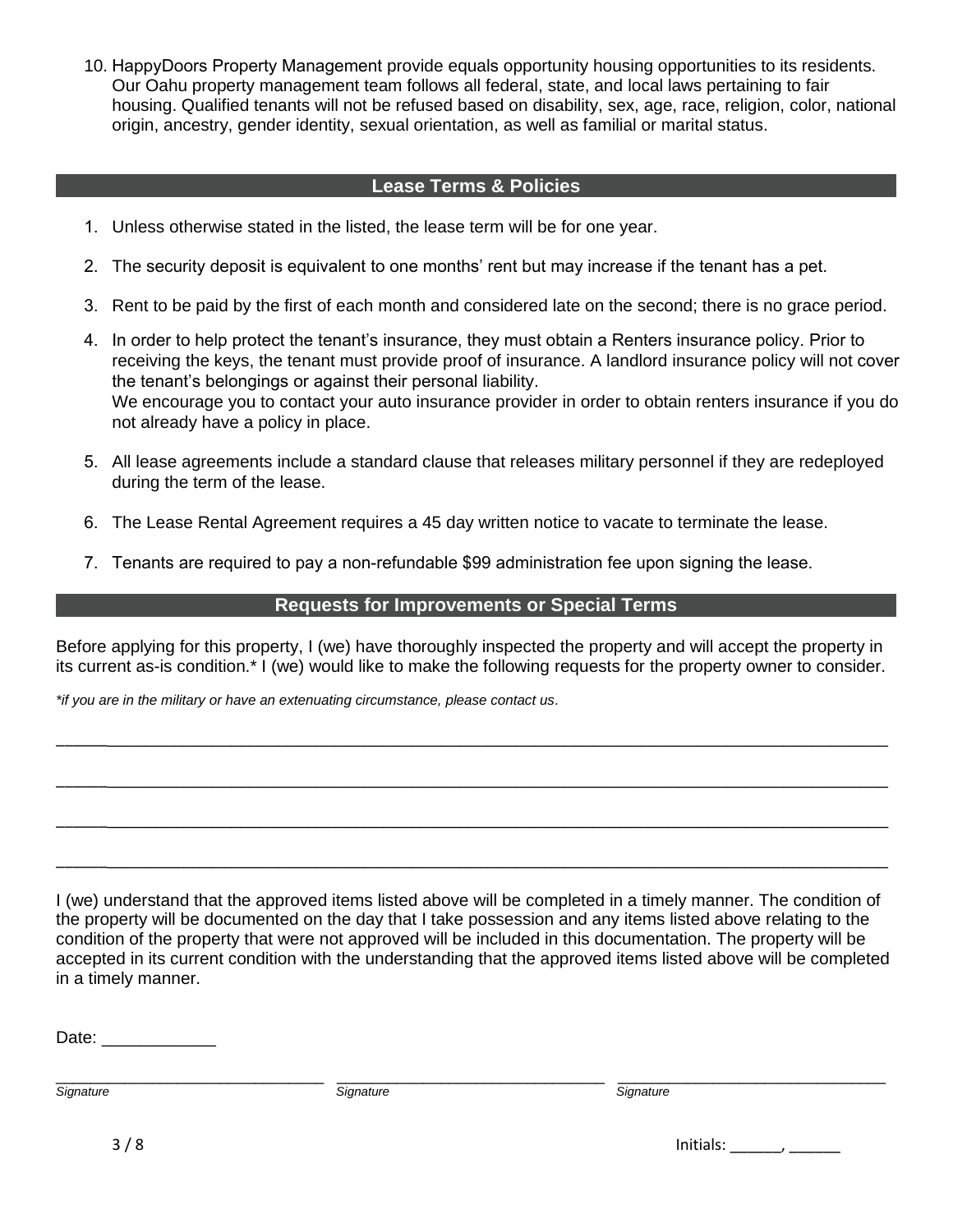10. HappyDoors Property Management provide equals opportunity housing opportunities to its residents. Our Oahu property management team follows all federal, state, and local laws pertaining to fair housing. Qualified tenants will not be refused based on disability, sex, age, race, religion, color, national origin, ancestry, gender identity, sexual orientation, as well as familial or marital status.

## Lease Terms & Policies

1. Unless otherwise stated in the listed, the lease term will be for one year.
2. The security deposit is equivalent to one months' rent but may increase if the tenant has a pet.
3. Rent to be paid by the first of each month and considered late on the second; there is no grace period.
4. In order to help protect the tenant's insurance, they must obtain a Renters insurance policy. Prior to receiving the keys, the tenant must provide proof of insurance. A landlord insurance policy will not cover the tenant's belongings or against their personal liability.
   We encourage you to contact your auto insurance provider in order to obtain renters insurance if you do not already have a policy in place.
5. All lease agreements include a standard clause that releases military personnel if they are redeployed during the term of the lease.
6. The Lease Rental Agreement requires a 45 day written notice to vacate to terminate the lease.
7. Tenants are required to pay a non-refundable $99 administration fee upon signing the lease.

## Requests for Improvements or Special Terms

Before applying for this property, I (we) have thoroughly inspected the property and will accept the property in its current as-is condition.* I (we) would like to make the following requests for the property owner to consider.

*\*if you are in the military or have an extenuating circumstance, please contact us.*

______________________________________________________________________________

______________________________________________________________________________

______________________________________________________________________________

______________________________________________________________________________

I (we) understand that the approved items listed above will be completed in a timely manner. The condition of the property will be documented on the day that I take possession and any items listed above relating to the condition of the property that were not approved will be included in this documentation. The property will be accepted in its current condition with the understanding that the approved items listed above will be completed in a timely manner.

Date: ____________

______________________________ ______________________________ ______________________________
*Signature* *Signature* *Signature*

Initials: ______, ______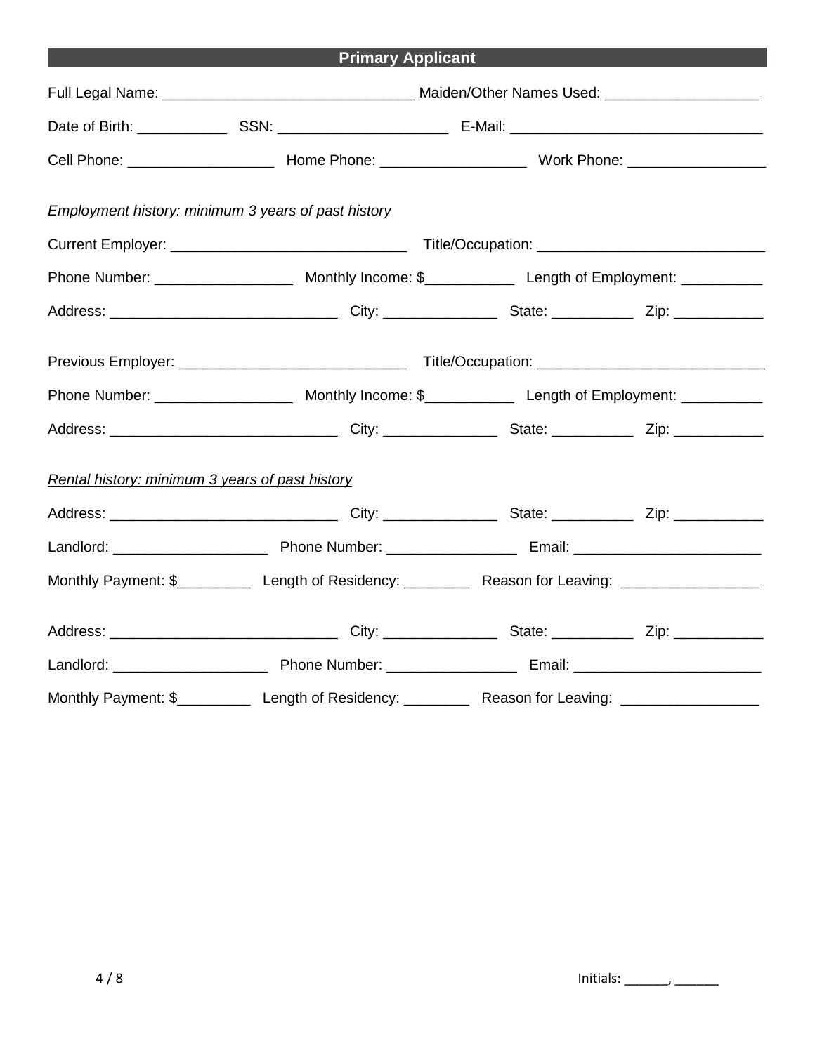## Primary Applicant

Full Legal Name: ______________________________ Maiden/Other Names Used: __________________

Date of Birth: ___________ SSN: ____________________ E-Mail: ______________________________

Cell Phone: _________________ Home Phone: _________________ Work Phone: ________________

*Employment history: minimum 3 years of past history*

Current Employer: ____________________________ Title/Occupation: ___________________________

Phone Number: ________________ Monthly Income: $___________ Length of Employment: __________

Address: ___________________________ City: ______________ State: __________ Zip: ___________

Previous Employer: ___________________________ Title/Occupation: ___________________________

Phone Number: ________________ Monthly Income: $___________ Length of Employment: __________

Address: ___________________________ City: ______________ State: __________ Zip: ___________

*Rental history: minimum 3 years of past history*

Address: ___________________________ City: ______________ State: __________ Zip: ___________

Landlord: __________________ Phone Number: _______________ Email: ______________________

Monthly Payment: $_________ Length of Residency: ________ Reason for Leaving: ________________

Address: ___________________________ City: ______________ State: __________ Zip: ___________

Landlord: __________________ Phone Number: _______________ Email: ______________________

Monthly Payment: $_________ Length of Residency: ________ Reason for Leaving: ________________

Initials: ______, ______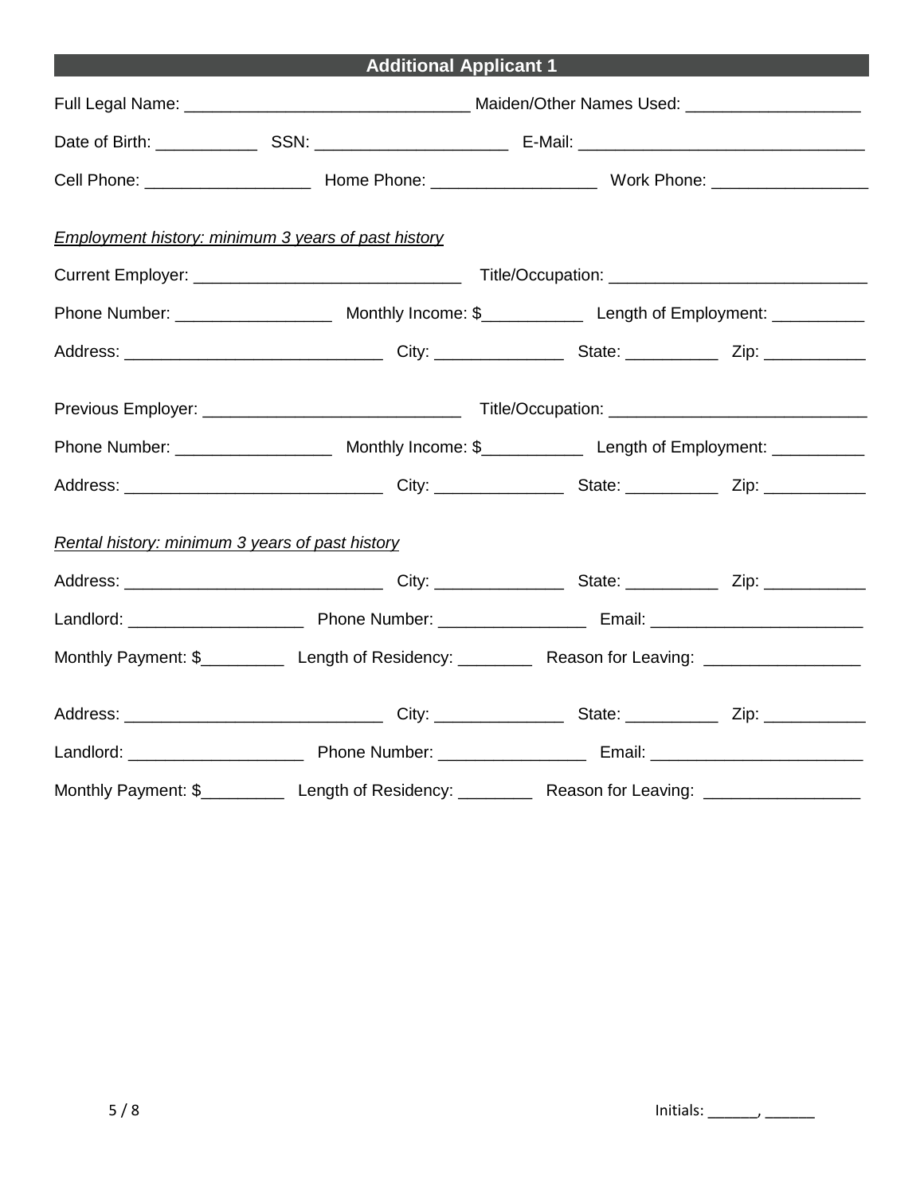## Additional Applicant 1

Full Legal Name: _______________________________ Maiden/Other Names Used: ___________________

Date of Birth: ___________ SSN: _____________________ E-Mail: _______________________________

Cell Phone: __________________ Home Phone: __________________ Work Phone: _________________

*Employment history: minimum 3 years of past history*

Current Employer: _____________________________ Title/Occupation: ____________________________

Phone Number: _________________ Monthly Income: $___________ Length of Employment: __________

Address: ____________________________ City: ______________ State: __________ Zip: ___________

Previous Employer: ____________________________ Title/Occupation: ____________________________

Phone Number: _________________ Monthly Income: $___________ Length of Employment: __________

Address: ____________________________ City: ______________ State: __________ Zip: ___________

*Rental history: minimum 3 years of past history*

Address: ____________________________ City: ______________ State: __________ Zip: ___________

Landlord: ___________________ Phone Number: ________________ Email: _______________________

Monthly Payment: $_________ Length of Residency: ________ Reason for Leaving: _________________

Address: ____________________________ City: ______________ State: __________ Zip: ___________

Landlord: ___________________ Phone Number: ________________ Email: _______________________

Monthly Payment: $_________ Length of Residency: ________ Reason for Leaving: _________________

Initials: ______, ______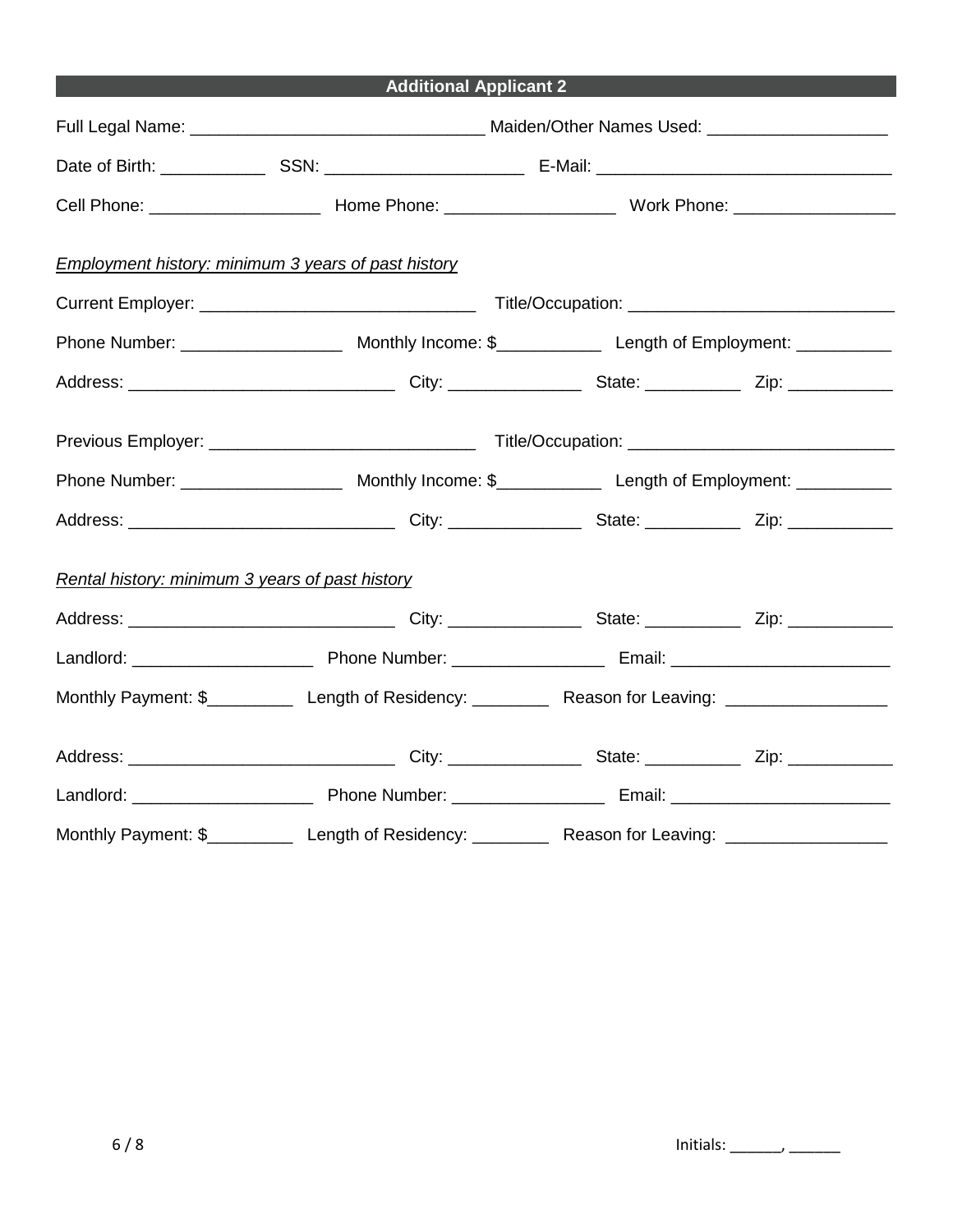## Additional Applicant 2

Full Legal Name: ______________________________ Maiden/Other Names Used: ___________________

Date of Birth: ___________ SSN: _____________________ E-Mail: _______________________________

Cell Phone: __________________ Home Phone: __________________ Work Phone: _________________

*Employment history: minimum 3 years of past history*

Current Employer: _____________________________ Title/Occupation: ____________________________

Phone Number: _________________ Monthly Income: $___________ Length of Employment: __________

Address: ____________________________ City: ______________ State: __________ Zip: ___________

Previous Employer: ____________________________ Title/Occupation: ____________________________

Phone Number: _________________ Monthly Income: $___________ Length of Employment: __________

Address: ____________________________ City: ______________ State: __________ Zip: ___________

*Rental history: minimum 3 years of past history*

Address: ____________________________ City: ______________ State: __________ Zip: ___________

Landlord: ___________________ Phone Number: ________________ Email: _______________________

Monthly Payment: $_________ Length of Residency: ________ Reason for Leaving: _________________

Address: ____________________________ City: ______________ State: __________ Zip: ___________

Landlord: ___________________ Phone Number: ________________ Email: _______________________

Monthly Payment: $_________ Length of Residency: ________ Reason for Leaving: _________________

Initials: ______, ______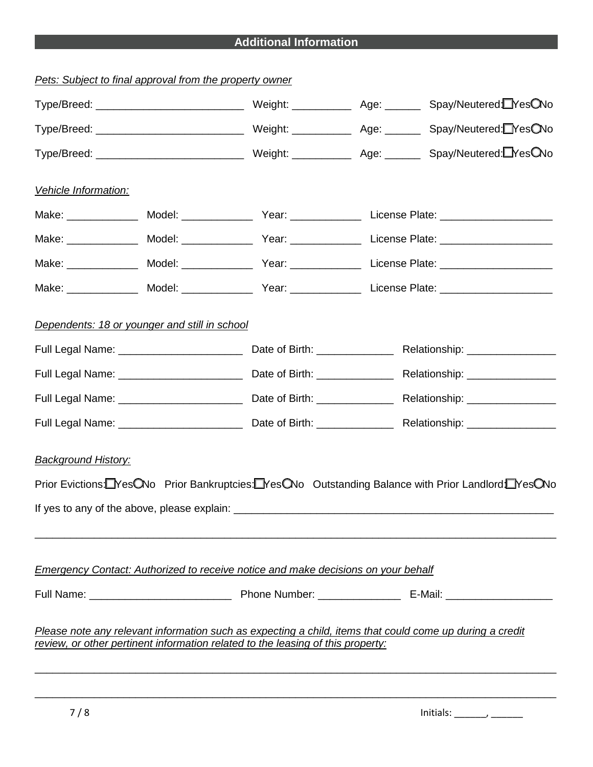## Additional Information

*Pets: Subject to final approval from the property owner*

Type/Breed: ________________________ Weight: __________ Age: ______ Spay/Neutered: ☐Yes ◯No

Type/Breed: ________________________ Weight: __________ Age: ______ Spay/Neutered: ☐Yes ◯No

Type/Breed: ________________________ Weight: __________ Age: ______ Spay/Neutered: ☐Yes ◯No

*Vehicle Information:*

Make: ____________ Model: ____________ Year: ____________ License Plate: ___________________

Make: ____________ Model: ____________ Year: ____________ License Plate: ___________________

Make: ____________ Model: ____________ Year: ____________ License Plate: ___________________

Make: ____________ Model: ____________ Year: ____________ License Plate: ___________________

*Dependents: 18 or younger and still in school*

Full Legal Name: _____________________ Date of Birth: _____________ Relationship: _______________

Full Legal Name: _____________________ Date of Birth: _____________ Relationship: _______________

Full Legal Name: _____________________ Date of Birth: _____________ Relationship: _______________

Full Legal Name: _____________________ Date of Birth: _____________ Relationship: _______________

*Background History:*

Prior Evictions: ☐Yes ◯No Prior Bankruptcies: ☐Yes ◯No Outstanding Balance with Prior Landlord: ☐Yes ◯No

If yes to any of the above, please explain: _______________________________________________________

_____________________________________________________________________________________

*Emergency Contact: Authorized to receive notice and make decisions on your behalf*

Full Name: ________________________ Phone Number: ______________ E-Mail: __________________

*Please note any relevant information such as expecting a child, items that could come up during a credit review, or other pertinent information related to the leasing of this property:*

_____________________________________________________________________________________

_____________________________________________________________________________________

Initials: ______, ______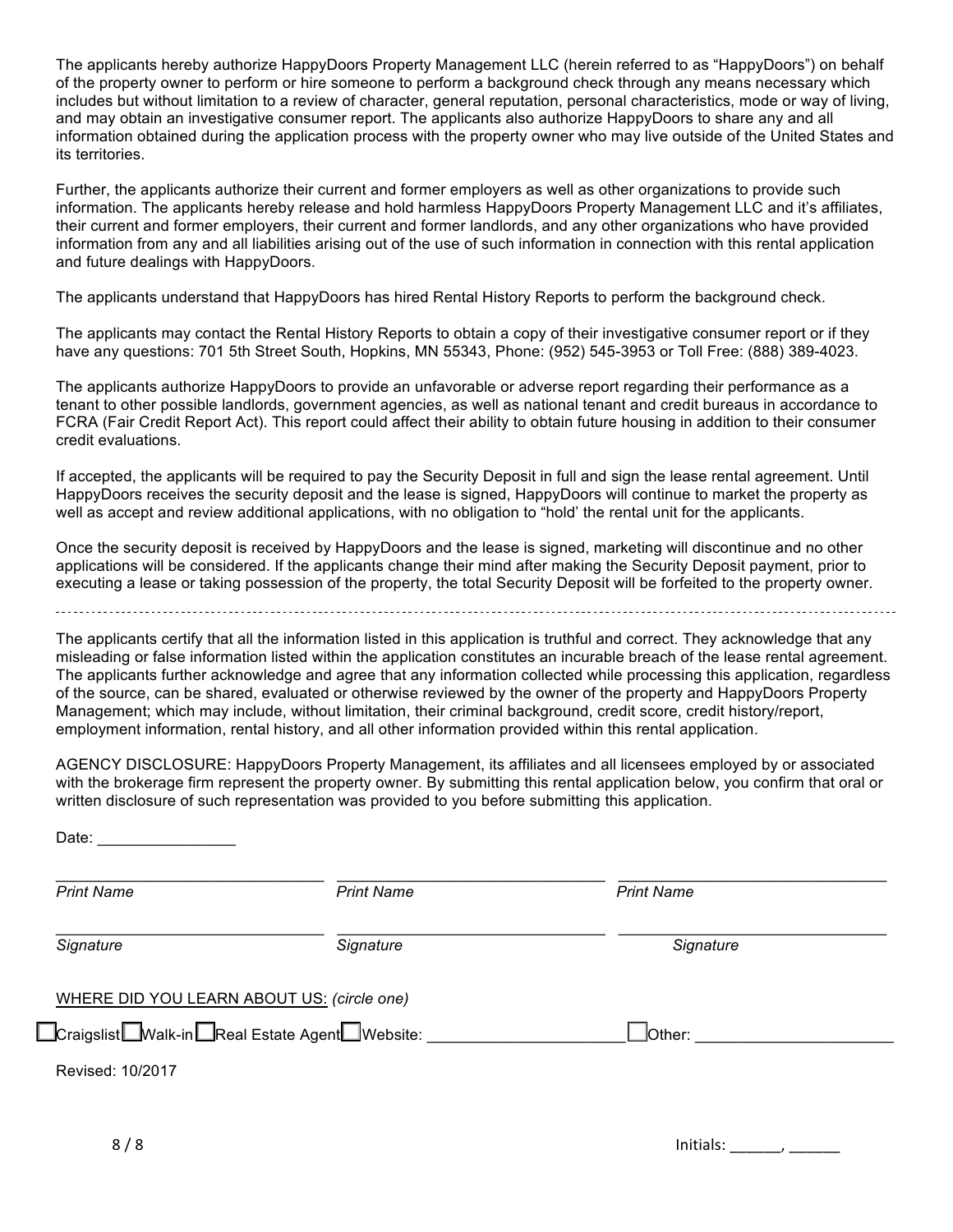The applicants hereby authorize HappyDoors Property Management LLC (herein referred to as "HappyDoors") on behalf of the property owner to perform or hire someone to perform a background check through any means necessary which includes but without limitation to a review of character, general reputation, personal characteristics, mode or way of living, and may obtain an investigative consumer report. The applicants also authorize HappyDoors to share any and all information obtained during the application process with the property owner who may live outside of the United States and its territories.

Further, the applicants authorize their current and former employers as well as other organizations to provide such information. The applicants hereby release and hold harmless HappyDoors Property Management LLC and it's affiliates, their current and former employers, their current and former landlords, and any other organizations who have provided information from any and all liabilities arising out of the use of such information in connection with this rental application and future dealings with HappyDoors.

The applicants understand that HappyDoors has hired Rental History Reports to perform the background check.

The applicants may contact the Rental History Reports to obtain a copy of their investigative consumer report or if they have any questions: 701 5th Street South, Hopkins, MN 55343, Phone: (952) 545-3953 or Toll Free: (888) 389-4023.

The applicants authorize HappyDoors to provide an unfavorable or adverse report regarding their performance as a tenant to other possible landlords, government agencies, as well as national tenant and credit bureaus in accordance to FCRA (Fair Credit Report Act). This report could affect their ability to obtain future housing in addition to their consumer credit evaluations.

If accepted, the applicants will be required to pay the Security Deposit in full and sign the lease rental agreement. Until HappyDoors receives the security deposit and the lease is signed, HappyDoors will continue to market the property as well as accept and review additional applications, with no obligation to "hold' the rental unit for the applicants.

Once the security deposit is received by HappyDoors and the lease is signed, marketing will discontinue and no other applications will be considered. If the applicants change their mind after making the Security Deposit payment, prior to executing a lease or taking possession of the property, the total Security Deposit will be forfeited to the property owner.

---

The applicants certify that all the information listed in this application is truthful and correct. They acknowledge that any misleading or false information listed within the application constitutes an incurable breach of the lease rental agreement. The applicants further acknowledge and agree that any information collected while processing this application, regardless of the source, can be shared, evaluated or otherwise reviewed by the owner of the property and HappyDoors Property Management; which may include, without limitation, their criminal background, credit score, credit history/report, employment information, rental history, and all other information provided within this rental application.

AGENCY DISCLOSURE: HappyDoors Property Management, its affiliates and all licensees employed by or associated with the brokerage firm represent the property owner. By submitting this rental application below, you confirm that oral or written disclosure of such representation was provided to you before submitting this application.

Date: ________________

| | | |
|---|---|---|
| ______________________________ | ______________________________ | ______________________________ |
| *Print Name* | *Print Name* | *Print Name* |
| ______________________________ | ______________________________ | ______________________________ |
| *Signature* | *Signature* | *Signature* |

WHERE DID YOU LEARN ABOUT US: *(circle one)*

☐ Craigslist ☐ Walk-in ☐ Real Estate Agent ☐ Website: ______________________ ☐ Other: ______________________

Revised: 10/2017

Initials: ______, ______